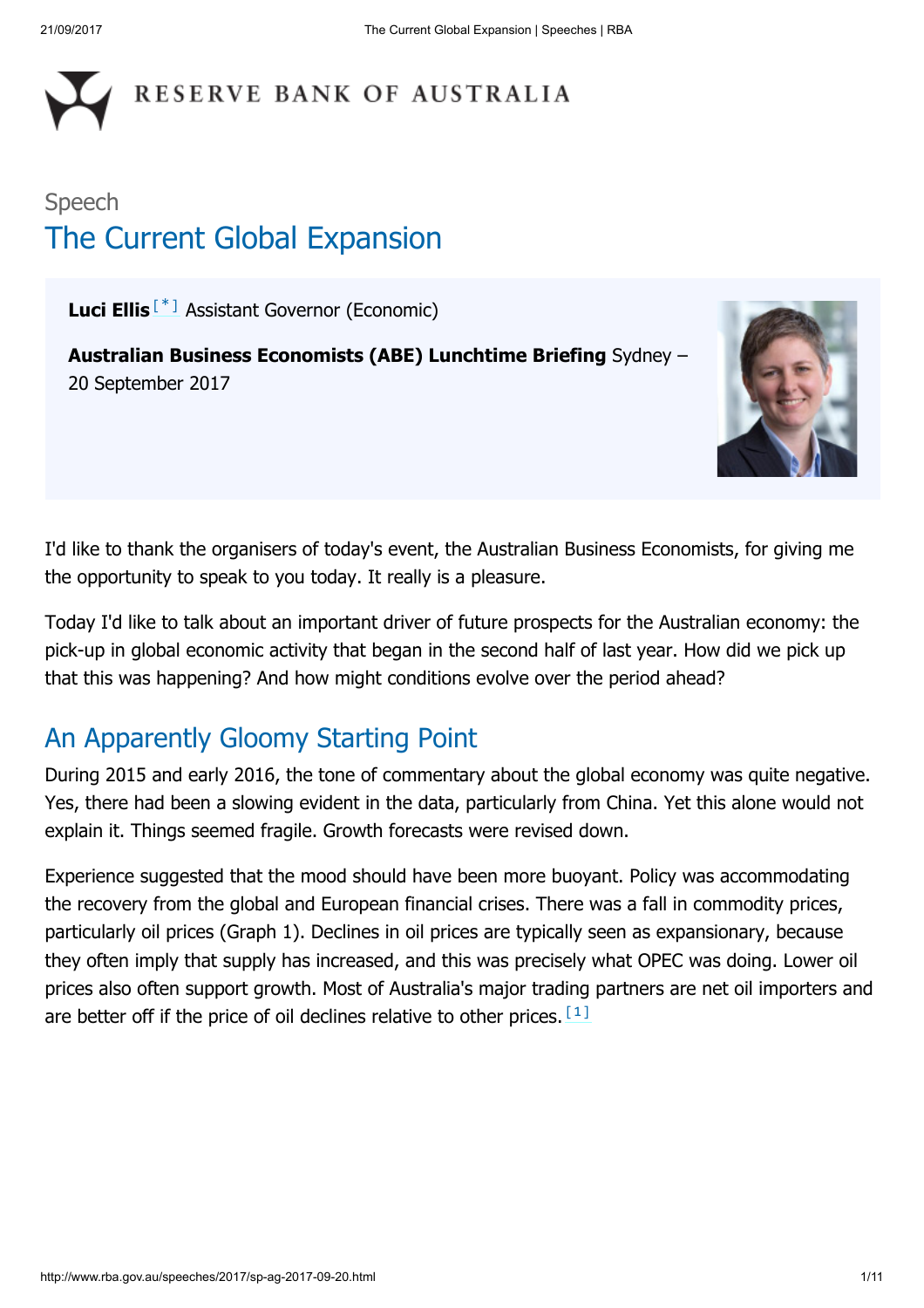Speech

# The Current Global Expansion

**Luci Ellis** [*] Assistant Governor (Economic)

**Australian Business Economists (ABE) Lunchtime Briefing** Sydney – 20 September 2017

I'd like to thank the organisers of today's event, the Australian Business Economists, for giving me the opportunity to speak to you today. It really is a pleasure.

Today I'd like to talk about an important driver of future prospects for the Australian economy: the pick-up in global economic activity that began in the second half of last year. How did we pick up that this was happening? And how might conditions evolve over the period ahead?

## An Apparently Gloomy Starting Point

During 2015 and early 2016, the tone of commentary about the global economy was quite negative. Yes, there had been a slowing evident in the data, particularly from China. Yet this alone would not explain it. Things seemed fragile. Growth forecasts were revised down.

Experience suggested that the mood should have been more buoyant. Policy was accommodating the recovery from the global and European financial crises. There was a fall in commodity prices, particularly oil prices (Graph 1). Declines in oil prices are typically seen as expansionary, because they often imply that supply has increased, and this was precisely what OPEC was doing. Lower oil prices also often support growth. Most of Australia's major trading partners are net oil importers and are better off if the price of oil declines relative to other prices. [1]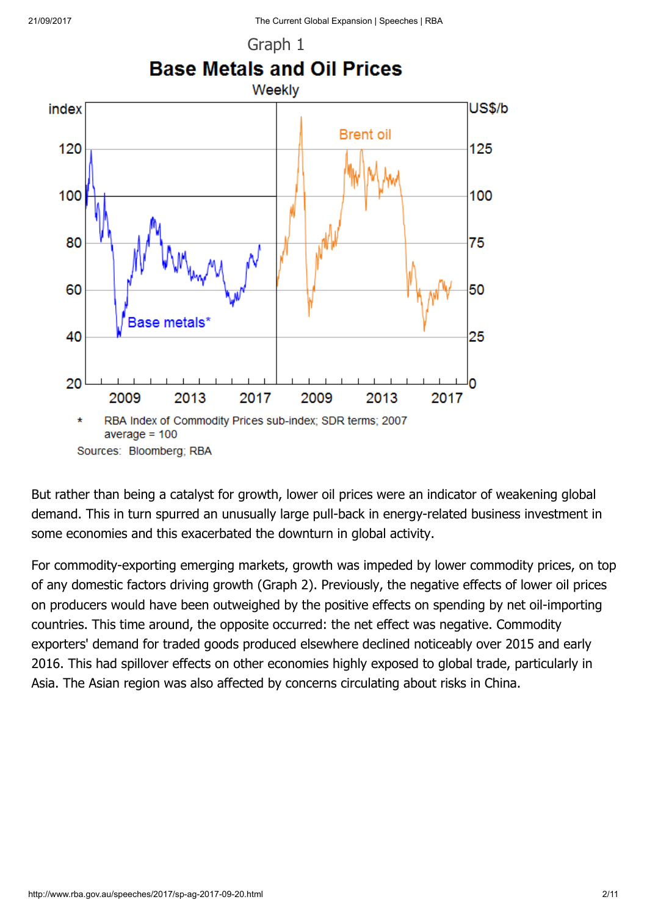Graph 1

**Base Metals and Oil Prices**

Weekly

\* RBA Index of Commodity Prices sub-index; SDR terms; 2007 average = 100

Sources: Bloomberg; RBA

But rather than being a catalyst for growth, lower oil prices were an indicator of weakening global demand. This in turn spurred an unusually large pull-back in energy-related business investment in some economies and this exacerbated the downturn in global activity.

For commodity-exporting emerging markets, growth was impeded by lower commodity prices, on top of any domestic factors driving growth (Graph 2). Previously, the negative effects of lower oil prices on producers would have been outweighed by the positive effects on spending by net oil-importing countries. This time around, the opposite occurred: the net effect was negative. Commodity exporters' demand for traded goods produced elsewhere declined noticeably over 2015 and early 2016. This had spillover effects on other economies highly exposed to global trade, particularly in Asia. The Asian region was also affected by concerns circulating about risks in China.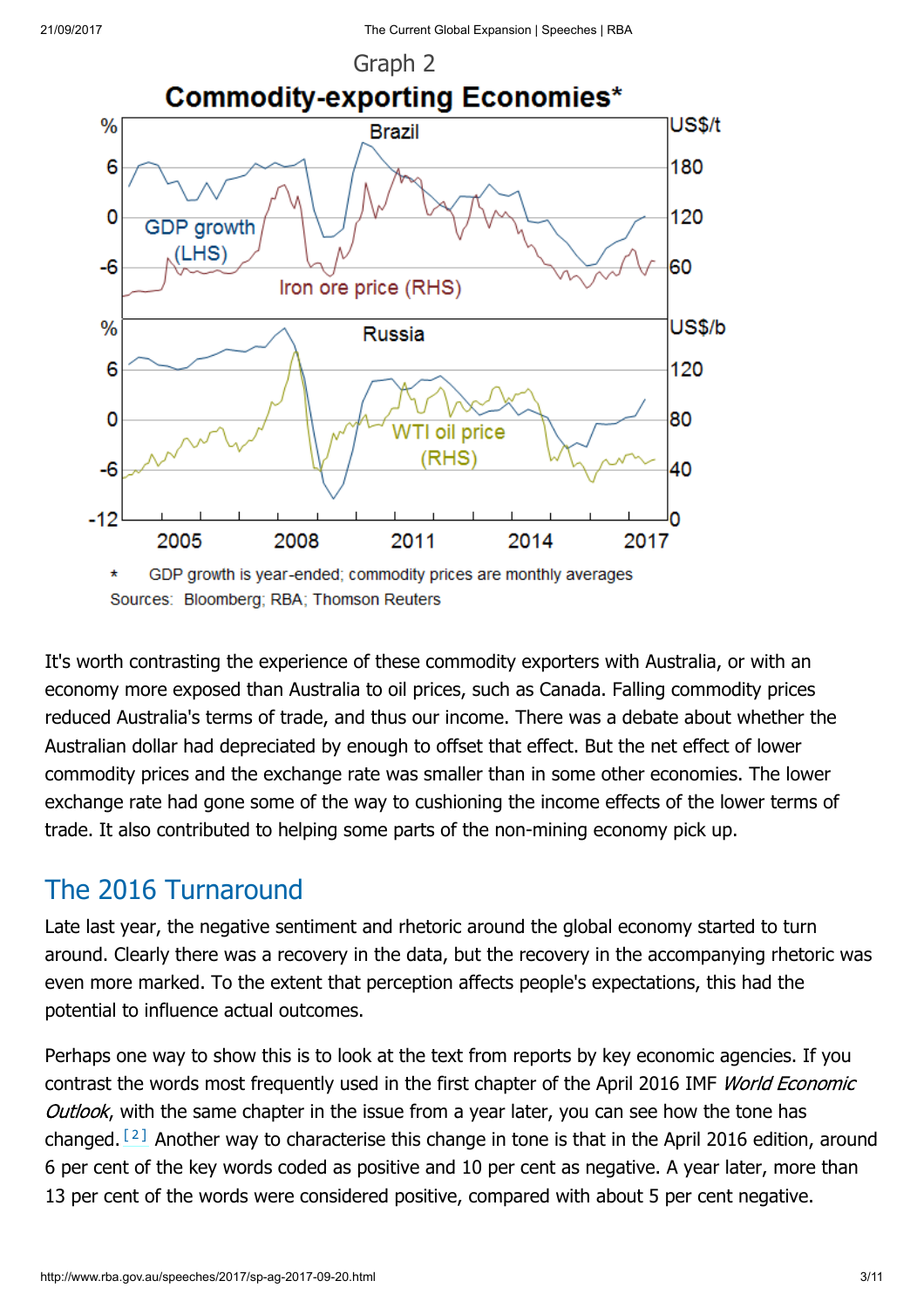Graph 2

**Commodity-exporting Economies***

\* GDP growth is year-ended; commodity prices are monthly averages

Sources: Bloomberg; RBA; Thomson Reuters

It's worth contrasting the experience of these commodity exporters with Australia, or with an economy more exposed than Australia to oil prices, such as Canada. Falling commodity prices reduced Australia's terms of trade, and thus our income. There was a debate about whether the Australian dollar had depreciated by enough to offset that effect. But the net effect of lower commodity prices and the exchange rate was smaller than in some other economies. The lower exchange rate had gone some of the way to cushioning the income effects of the lower terms of trade. It also contributed to helping some parts of the non-mining economy pick up.

## The 2016 Turnaround

Late last year, the negative sentiment and rhetoric around the global economy started to turn around. Clearly there was a recovery in the data, but the recovery in the accompanying rhetoric was even more marked. To the extent that perception affects people's expectations, this had the potential to influence actual outcomes.

Perhaps one way to show this is to look at the text from reports by key economic agencies. If you contrast the words most frequently used in the first chapter of the April 2016 IMF *World Economic Outlook*, with the same chapter in the issue from a year later, you can see how the tone has changed.[2] Another way to characterise this change in tone is that in the April 2016 edition, around 6 per cent of the key words coded as positive and 10 per cent as negative. A year later, more than 13 per cent of the words were considered positive, compared with about 5 per cent negative.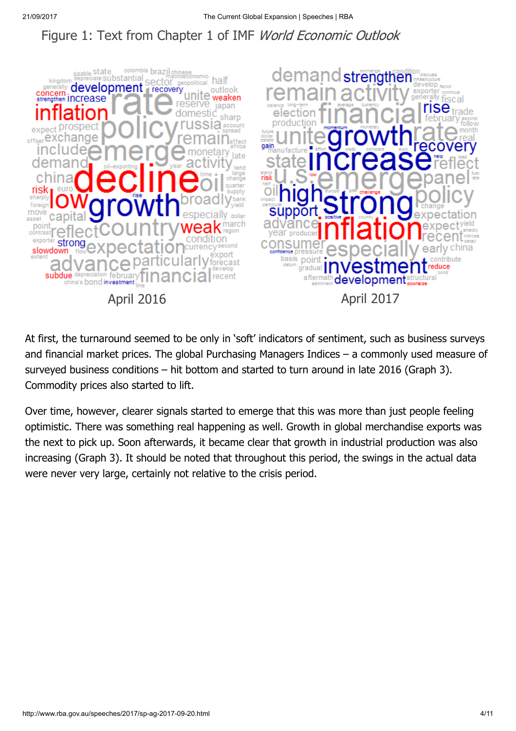Figure 1: Text from Chapter 1 of IMF *World Economic Outlook*

April 2016

April 2017

At first, the turnaround seemed to be only in 'soft' indicators of sentiment, such as business surveys and financial market prices. The global Purchasing Managers Indices – a commonly used measure of surveyed business conditions – hit bottom and started to turn around in late 2016 (Graph 3). Commodity prices also started to lift.

Over time, however, clearer signals started to emerge that this was more than just people feeling optimistic. There was something real happening as well. Growth in global merchandise exports was the next to pick up. Soon afterwards, it became clear that growth in industrial production was also increasing (Graph 3). It should be noted that throughout this period, the swings in the actual data were never very large, certainly not relative to the crisis period.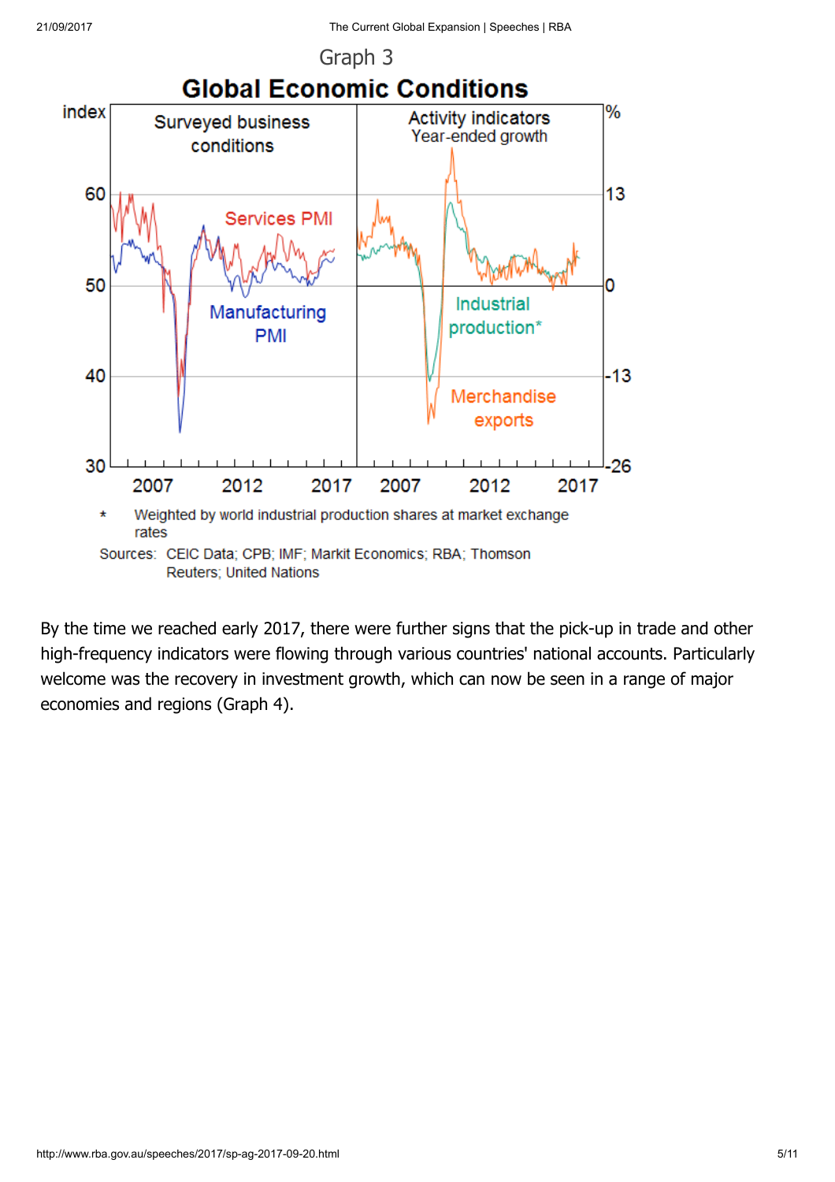Graph 3

**Global Economic Conditions**

\* Weighted by world industrial production shares at market exchange rates

Sources: CEIC Data; CPB; IMF; Markit Economics; RBA; Thomson Reuters; United Nations

By the time we reached early 2017, there were further signs that the pick-up in trade and other high-frequency indicators were flowing through various countries' national accounts. Particularly welcome was the recovery in investment growth, which can now be seen in a range of major economies and regions (Graph 4).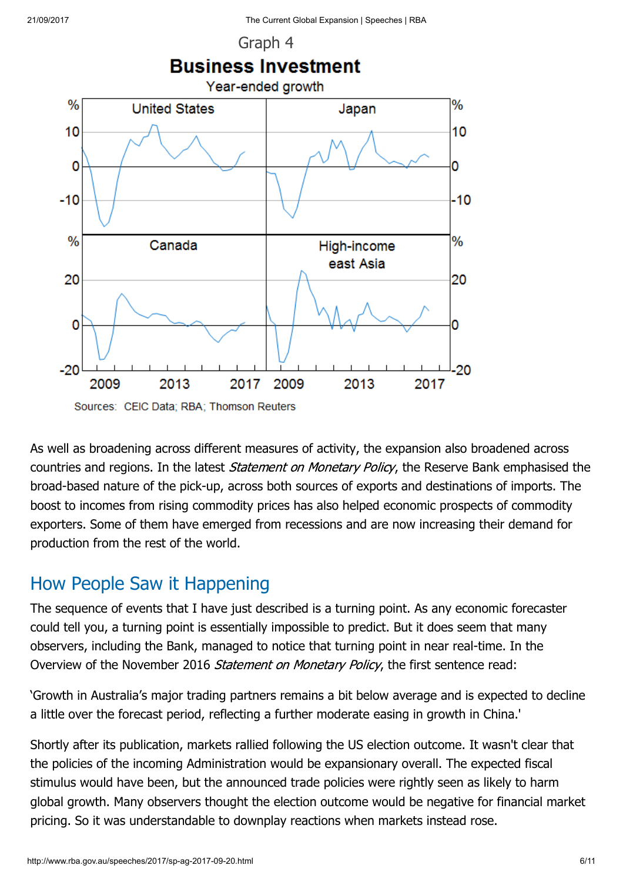Graph 4

**Business Investment**

Year-ended growth

Sources: CEIC Data; RBA; Thomson Reuters

As well as broadening across different measures of activity, the expansion also broadened across countries and regions. In the latest *Statement on Monetary Policy*, the Reserve Bank emphasised the broad-based nature of the pick-up, across both sources of exports and destinations of imports. The boost to incomes from rising commodity prices has also helped economic prospects of commodity exporters. Some of them have emerged from recessions and are now increasing their demand for production from the rest of the world.

## How People Saw it Happening

The sequence of events that I have just described is a turning point. As any economic forecaster could tell you, a turning point is essentially impossible to predict. But it does seem that many observers, including the Bank, managed to notice that turning point in near real-time. In the Overview of the November 2016 *Statement on Monetary Policy*, the first sentence read:

'Growth in Australia's major trading partners remains a bit below average and is expected to decline a little over the forecast period, reflecting a further moderate easing in growth in China.'

Shortly after its publication, markets rallied following the US election outcome. It wasn't clear that the policies of the incoming Administration would be expansionary overall. The expected fiscal stimulus would have been, but the announced trade policies were rightly seen as likely to harm global growth. Many observers thought the election outcome would be negative for financial market pricing. So it was understandable to downplay reactions when markets instead rose.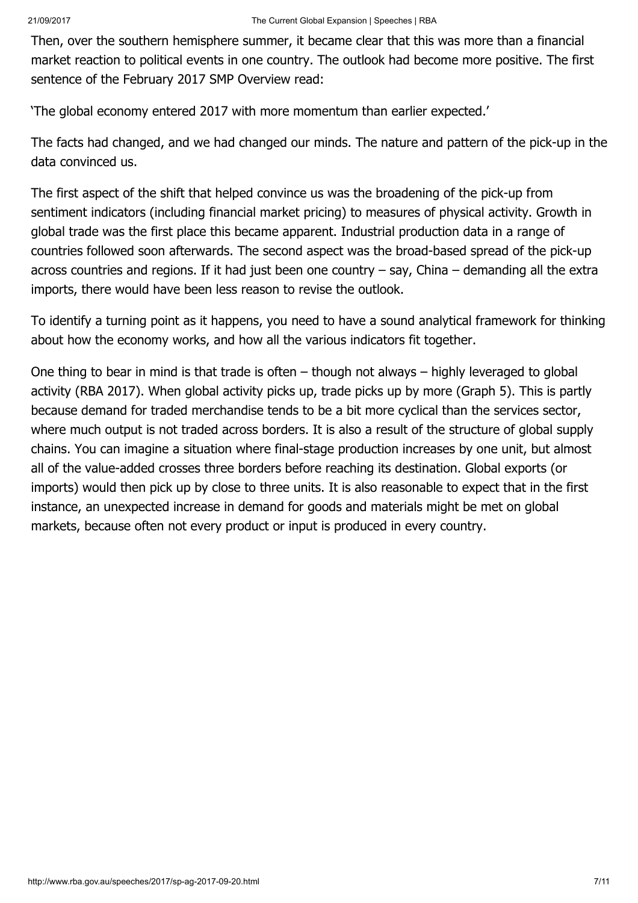Then, over the southern hemisphere summer, it became clear that this was more than a financial market reaction to political events in one country. The outlook had become more positive. The first sentence of the February 2017 SMP Overview read:

'The global economy entered 2017 with more momentum than earlier expected.'

The facts had changed, and we had changed our minds. The nature and pattern of the pick-up in the data convinced us.

The first aspect of the shift that helped convince us was the broadening of the pick-up from sentiment indicators (including financial market pricing) to measures of physical activity. Growth in global trade was the first place this became apparent. Industrial production data in a range of countries followed soon afterwards. The second aspect was the broad-based spread of the pick-up across countries and regions. If it had just been one country – say, China – demanding all the extra imports, there would have been less reason to revise the outlook.

To identify a turning point as it happens, you need to have a sound analytical framework for thinking about how the economy works, and how all the various indicators fit together.

One thing to bear in mind is that trade is often – though not always – highly leveraged to global activity (RBA 2017). When global activity picks up, trade picks up by more (Graph 5). This is partly because demand for traded merchandise tends to be a bit more cyclical than the services sector, where much output is not traded across borders. It is also a result of the structure of global supply chains. You can imagine a situation where final-stage production increases by one unit, but almost all of the value-added crosses three borders before reaching its destination. Global exports (or imports) would then pick up by close to three units. It is also reasonable to expect that in the first instance, an unexpected increase in demand for goods and materials might be met on global markets, because often not every product or input is produced in every country.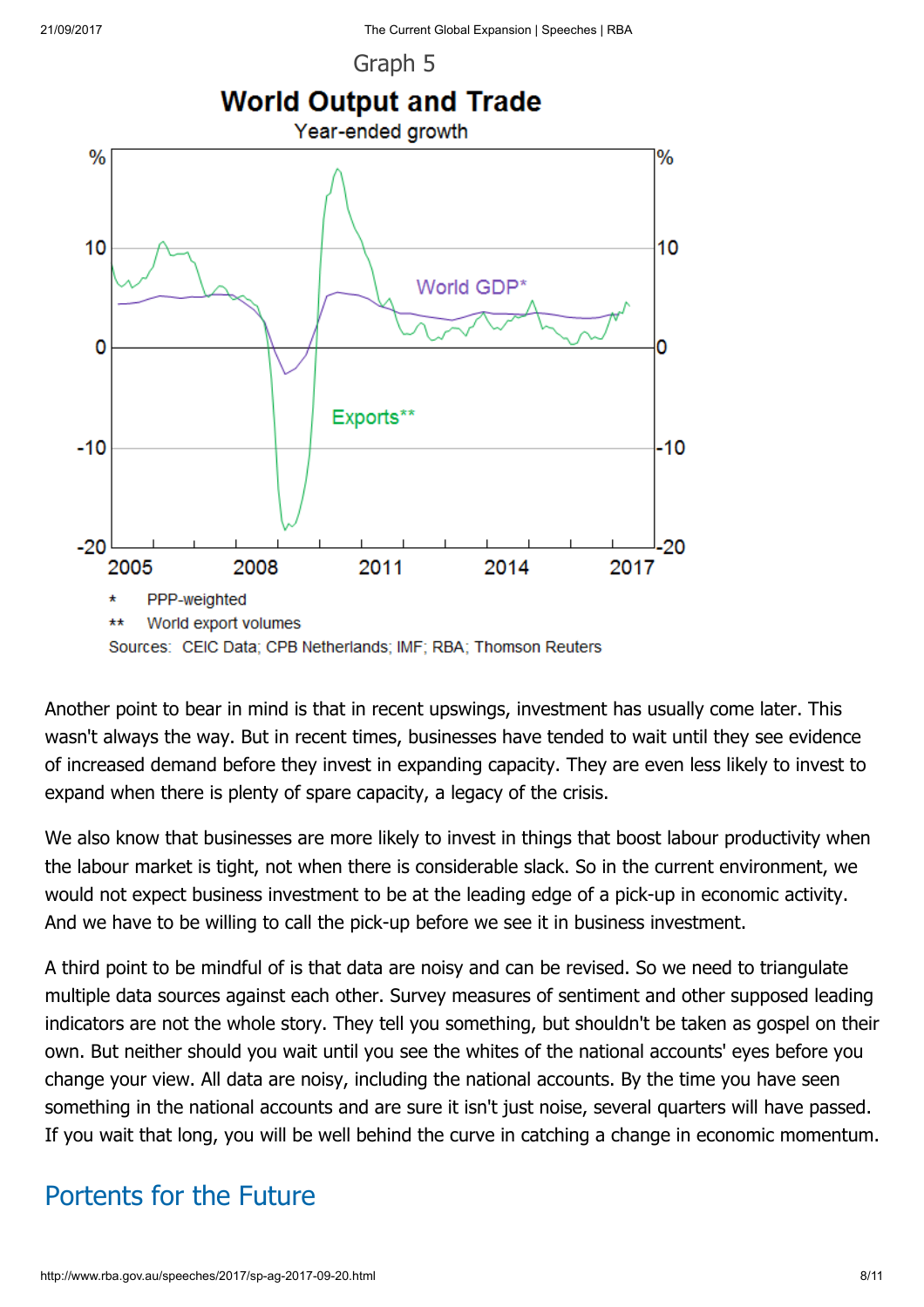Graph 5

**World Output and Trade**

Year-ended growth

\* PPP-weighted

\*\* World export volumes

Sources: CEIC Data; CPB Netherlands; IMF; RBA; Thomson Reuters

Another point to bear in mind is that in recent upswings, investment has usually come later. This wasn't always the way. But in recent times, businesses have tended to wait until they see evidence of increased demand before they invest in expanding capacity. They are even less likely to invest to expand when there is plenty of spare capacity, a legacy of the crisis.

We also know that businesses are more likely to invest in things that boost labour productivity when the labour market is tight, not when there is considerable slack. So in the current environment, we would not expect business investment to be at the leading edge of a pick-up in economic activity. And we have to be willing to call the pick-up before we see it in business investment.

A third point to be mindful of is that data are noisy and can be revised. So we need to triangulate multiple data sources against each other. Survey measures of sentiment and other supposed leading indicators are not the whole story. They tell you something, but shouldn't be taken as gospel on their own. But neither should you wait until you see the whites of the national accounts' eyes before you change your view. All data are noisy, including the national accounts. By the time you have seen something in the national accounts and are sure it isn't just noise, several quarters will have passed. If you wait that long, you will be well behind the curve in catching a change in economic momentum.

## Portents for the Future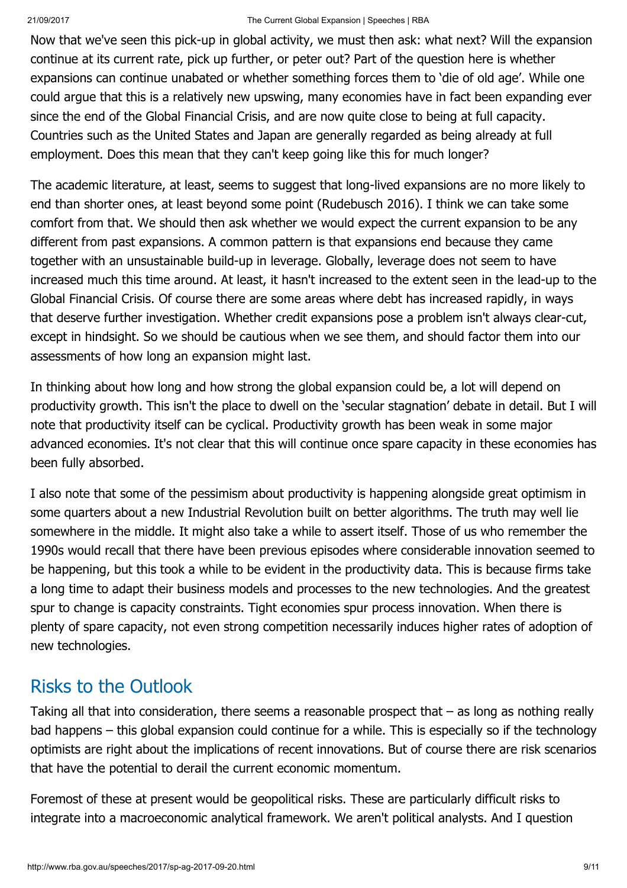Now that we've seen this pick-up in global activity, we must then ask: what next? Will the expansion continue at its current rate, pick up further, or peter out? Part of the question here is whether expansions can continue unabated or whether something forces them to 'die of old age'. While one could argue that this is a relatively new upswing, many economies have in fact been expanding ever since the end of the Global Financial Crisis, and are now quite close to being at full capacity. Countries such as the United States and Japan are generally regarded as being already at full employment. Does this mean that they can't keep going like this for much longer?

The academic literature, at least, seems to suggest that long-lived expansions are no more likely to end than shorter ones, at least beyond some point (Rudebusch 2016). I think we can take some comfort from that. We should then ask whether we would expect the current expansion to be any different from past expansions. A common pattern is that expansions end because they came together with an unsustainable build-up in leverage. Globally, leverage does not seem to have increased much this time around. At least, it hasn't increased to the extent seen in the lead-up to the Global Financial Crisis. Of course there are some areas where debt has increased rapidly, in ways that deserve further investigation. Whether credit expansions pose a problem isn't always clear-cut, except in hindsight. So we should be cautious when we see them, and should factor them into our assessments of how long an expansion might last.

In thinking about how long and how strong the global expansion could be, a lot will depend on productivity growth. This isn't the place to dwell on the 'secular stagnation' debate in detail. But I will note that productivity itself can be cyclical. Productivity growth has been weak in some major advanced economies. It's not clear that this will continue once spare capacity in these economies has been fully absorbed.

I also note that some of the pessimism about productivity is happening alongside great optimism in some quarters about a new Industrial Revolution built on better algorithms. The truth may well lie somewhere in the middle. It might also take a while to assert itself. Those of us who remember the 1990s would recall that there have been previous episodes where considerable innovation seemed to be happening, but this took a while to be evident in the productivity data. This is because firms take a long time to adapt their business models and processes to the new technologies. And the greatest spur to change is capacity constraints. Tight economies spur process innovation. When there is plenty of spare capacity, not even strong competition necessarily induces higher rates of adoption of new technologies.

## Risks to the Outlook

Taking all that into consideration, there seems a reasonable prospect that – as long as nothing really bad happens – this global expansion could continue for a while. This is especially so if the technology optimists are right about the implications of recent innovations. But of course there are risk scenarios that have the potential to derail the current economic momentum.

Foremost of these at present would be geopolitical risks. These are particularly difficult risks to integrate into a macroeconomic analytical framework. We aren't political analysts. And I question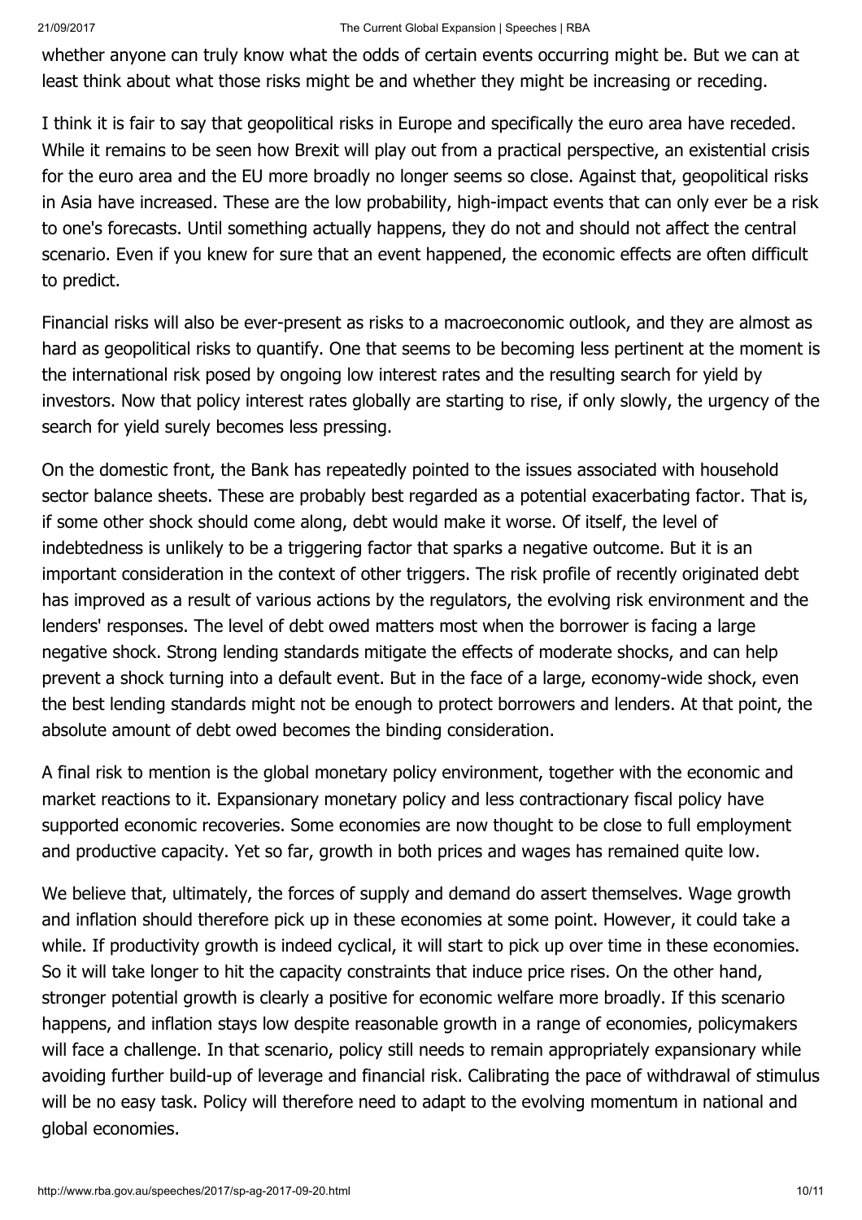whether anyone can truly know what the odds of certain events occurring might be. But we can at least think about what those risks might be and whether they might be increasing or receding.

I think it is fair to say that geopolitical risks in Europe and specifically the euro area have receded. While it remains to be seen how Brexit will play out from a practical perspective, an existential crisis for the euro area and the EU more broadly no longer seems so close. Against that, geopolitical risks in Asia have increased. These are the low probability, high-impact events that can only ever be a risk to one's forecasts. Until something actually happens, they do not and should not affect the central scenario. Even if you knew for sure that an event happened, the economic effects are often difficult to predict.

Financial risks will also be ever-present as risks to a macroeconomic outlook, and they are almost as hard as geopolitical risks to quantify. One that seems to be becoming less pertinent at the moment is the international risk posed by ongoing low interest rates and the resulting search for yield by investors. Now that policy interest rates globally are starting to rise, if only slowly, the urgency of the search for yield surely becomes less pressing.

On the domestic front, the Bank has repeatedly pointed to the issues associated with household sector balance sheets. These are probably best regarded as a potential exacerbating factor. That is, if some other shock should come along, debt would make it worse. Of itself, the level of indebtedness is unlikely to be a triggering factor that sparks a negative outcome. But it is an important consideration in the context of other triggers. The risk profile of recently originated debt has improved as a result of various actions by the regulators, the evolving risk environment and the lenders' responses. The level of debt owed matters most when the borrower is facing a large negative shock. Strong lending standards mitigate the effects of moderate shocks, and can help prevent a shock turning into a default event. But in the face of a large, economy-wide shock, even the best lending standards might not be enough to protect borrowers and lenders. At that point, the absolute amount of debt owed becomes the binding consideration.

A final risk to mention is the global monetary policy environment, together with the economic and market reactions to it. Expansionary monetary policy and less contractionary fiscal policy have supported economic recoveries. Some economies are now thought to be close to full employment and productive capacity. Yet so far, growth in both prices and wages has remained quite low.

We believe that, ultimately, the forces of supply and demand do assert themselves. Wage growth and inflation should therefore pick up in these economies at some point. However, it could take a while. If productivity growth is indeed cyclical, it will start to pick up over time in these economies. So it will take longer to hit the capacity constraints that induce price rises. On the other hand, stronger potential growth is clearly a positive for economic welfare more broadly. If this scenario happens, and inflation stays low despite reasonable growth in a range of economies, policymakers will face a challenge. In that scenario, policy still needs to remain appropriately expansionary while avoiding further build-up of leverage and financial risk. Calibrating the pace of withdrawal of stimulus will be no easy task. Policy will therefore need to adapt to the evolving momentum in national and global economies.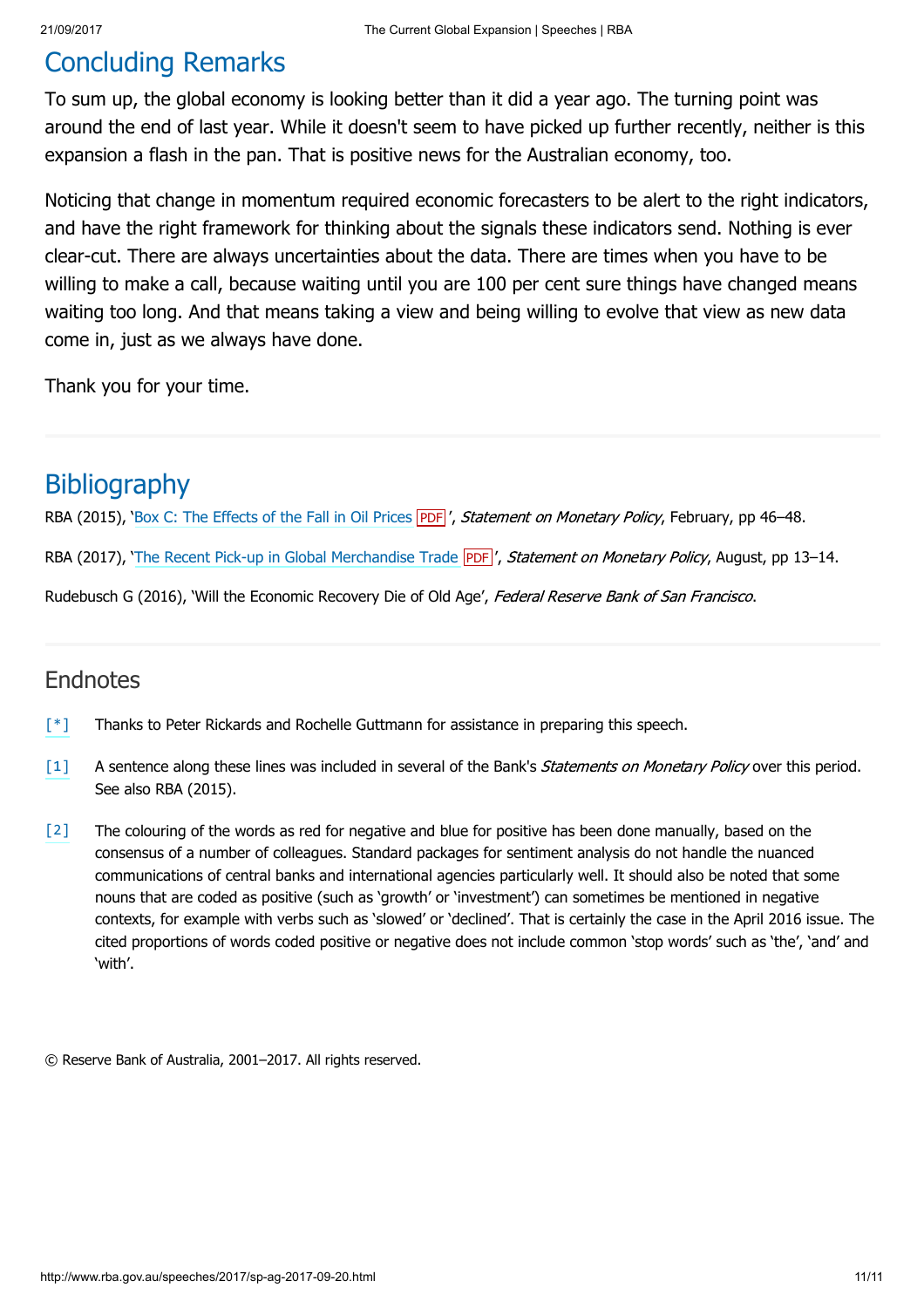## Concluding Remarks

To sum up, the global economy is looking better than it did a year ago. The turning point was around the end of last year. While it doesn't seem to have picked up further recently, neither is this expansion a flash in the pan. That is positive news for the Australian economy, too.

Noticing that change in momentum required economic forecasters to be alert to the right indicators, and have the right framework for thinking about the signals these indicators send. Nothing is ever clear-cut. There are always uncertainties about the data. There are times when you have to be willing to make a call, because waiting until you are 100 per cent sure things have changed means waiting too long. And that means taking a view and being willing to evolve that view as new data come in, just as we always have done.

Thank you for your time.

## Bibliography

RBA (2015), 'Box C: The Effects of the Fall in Oil Prices PDF', *Statement on Monetary Policy*, February, pp 46–48.

RBA (2017), 'The Recent Pick-up in Global Merchandise Trade PDF', *Statement on Monetary Policy*, August, pp 13–14.

Rudebusch G (2016), 'Will the Economic Recovery Die of Old Age', *Federal Reserve Bank of San Francisco*.

### Endnotes

[*] Thanks to Peter Rickards and Rochelle Guttmann for assistance in preparing this speech.

[1] A sentence along these lines was included in several of the Bank's *Statements on Monetary Policy* over this period. See also RBA (2015).

[2] The colouring of the words as red for negative and blue for positive has been done manually, based on the consensus of a number of colleagues. Standard packages for sentiment analysis do not handle the nuanced communications of central banks and international agencies particularly well. It should also be noted that some nouns that are coded as positive (such as 'growth' or 'investment') can sometimes be mentioned in negative contexts, for example with verbs such as 'slowed' or 'declined'. That is certainly the case in the April 2016 issue. The cited proportions of words coded positive or negative does not include common 'stop words' such as 'the', 'and' and 'with'.

© Reserve Bank of Australia, 2001–2017. All rights reserved.